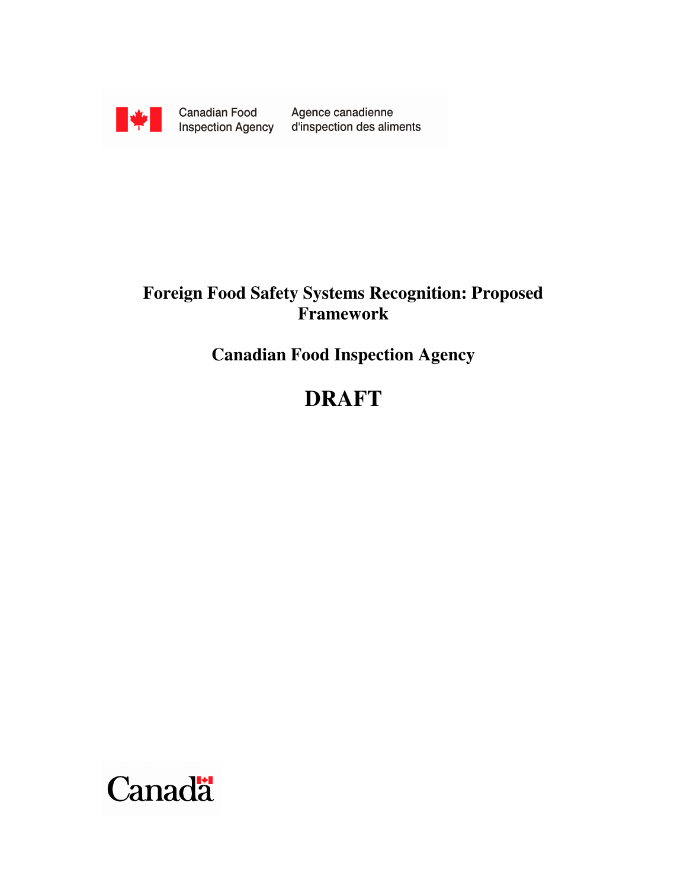Canadian Food Inspection Agency | Agence canadienne d'inspection des aliments

# Foreign Food Safety Systems Recognition: Proposed Framework

## Canadian Food Inspection Agency

# DRAFT

Canada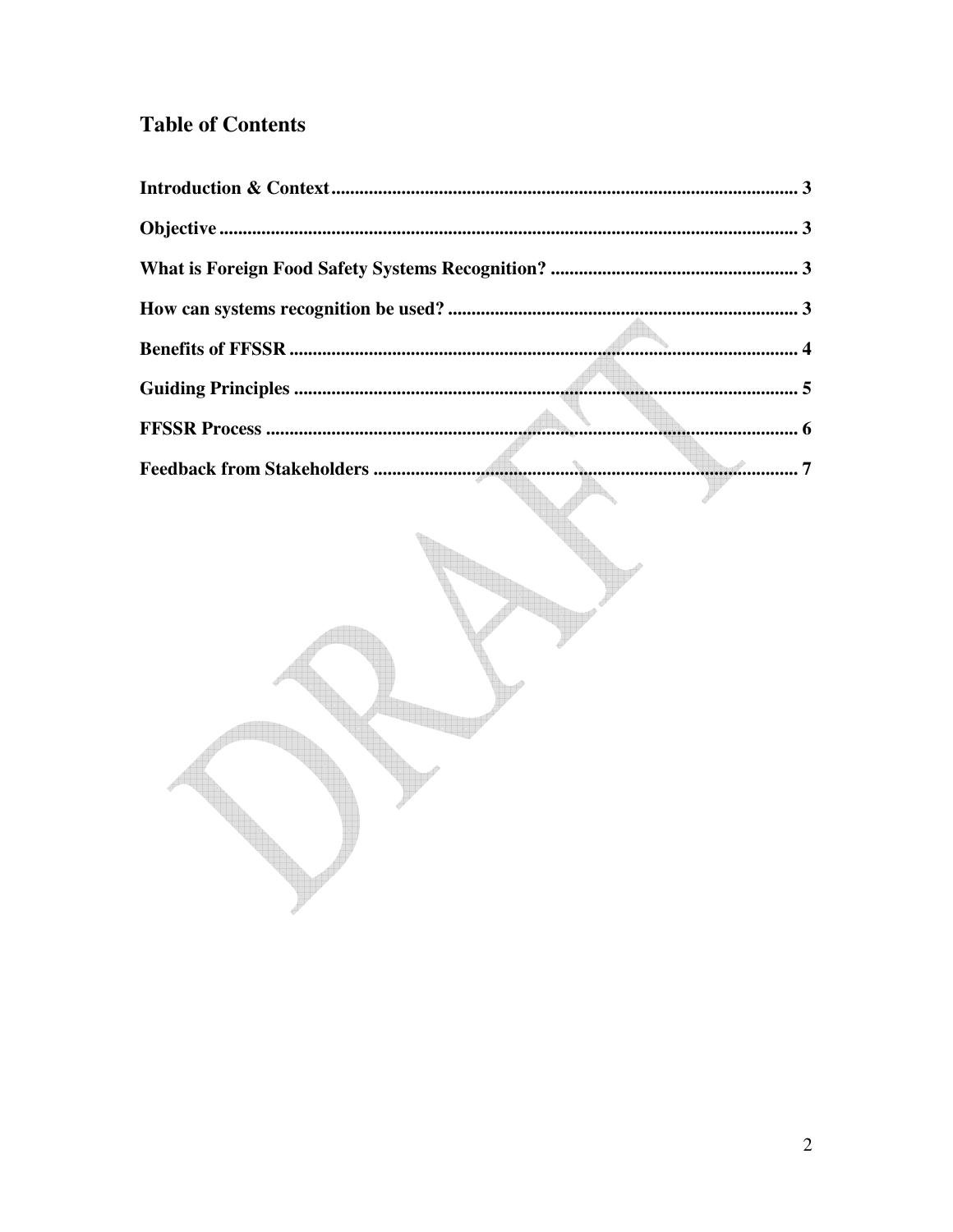## Table of Contents

Introduction & Context .................................................................................................... 3

Objective ............................................................................................................................ 3

What is Foreign Food Safety Systems Recognition? ..................................................... 3

How can systems recognition be used? ......................................................................... 3

Benefits of FFSSR ............................................................................................................ 4

Guiding Principles ............................................................................................................ 5

FFSSR Process ................................................................................................................. 6

Feedback from Stakeholders ........................................................................................... 7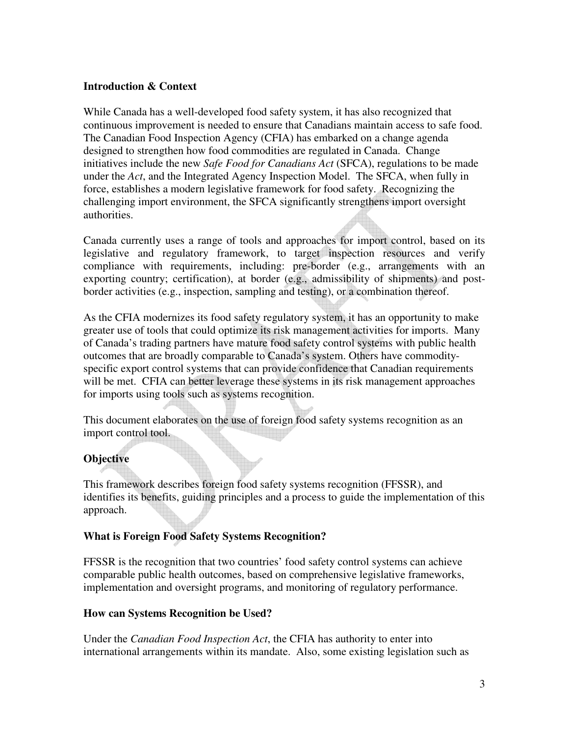**Introduction & Context**

While Canada has a well-developed food safety system, it has also recognized that continuous improvement is needed to ensure that Canadians maintain access to safe food. The Canadian Food Inspection Agency (CFIA) has embarked on a change agenda designed to strengthen how food commodities are regulated in Canada. Change initiatives include the new *Safe Food for Canadians Act* (SFCA), regulations to be made under the *Act*, and the Integrated Agency Inspection Model. The SFCA, when fully in force, establishes a modern legislative framework for food safety. Recognizing the challenging import environment, the SFCA significantly strengthens import oversight authorities.

Canada currently uses a range of tools and approaches for import control, based on its legislative and regulatory framework, to target inspection resources and verify compliance with requirements, including: pre-border (e.g., arrangements with an exporting country; certification), at border (e.g., admissibility of shipments) and post-border activities (e.g., inspection, sampling and testing), or a combination thereof.

As the CFIA modernizes its food safety regulatory system, it has an opportunity to make greater use of tools that could optimize its risk management activities for imports. Many of Canada's trading partners have mature food safety control systems with public health outcomes that are broadly comparable to Canada's system. Others have commodity-specific export control systems that can provide confidence that Canadian requirements will be met. CFIA can better leverage these systems in its risk management approaches for imports using tools such as systems recognition.

This document elaborates on the use of foreign food safety systems recognition as an import control tool.

**Objective**

This framework describes foreign food safety systems recognition (FFSSR), and identifies its benefits, guiding principles and a process to guide the implementation of this approach.

**What is Foreign Food Safety Systems Recognition?**

FFSSR is the recognition that two countries' food safety control systems can achieve comparable public health outcomes, based on comprehensive legislative frameworks, implementation and oversight programs, and monitoring of regulatory performance.

**How can Systems Recognition be Used?**

Under the *Canadian Food Inspection Act*, the CFIA has authority to enter into international arrangements within its mandate. Also, some existing legislation such as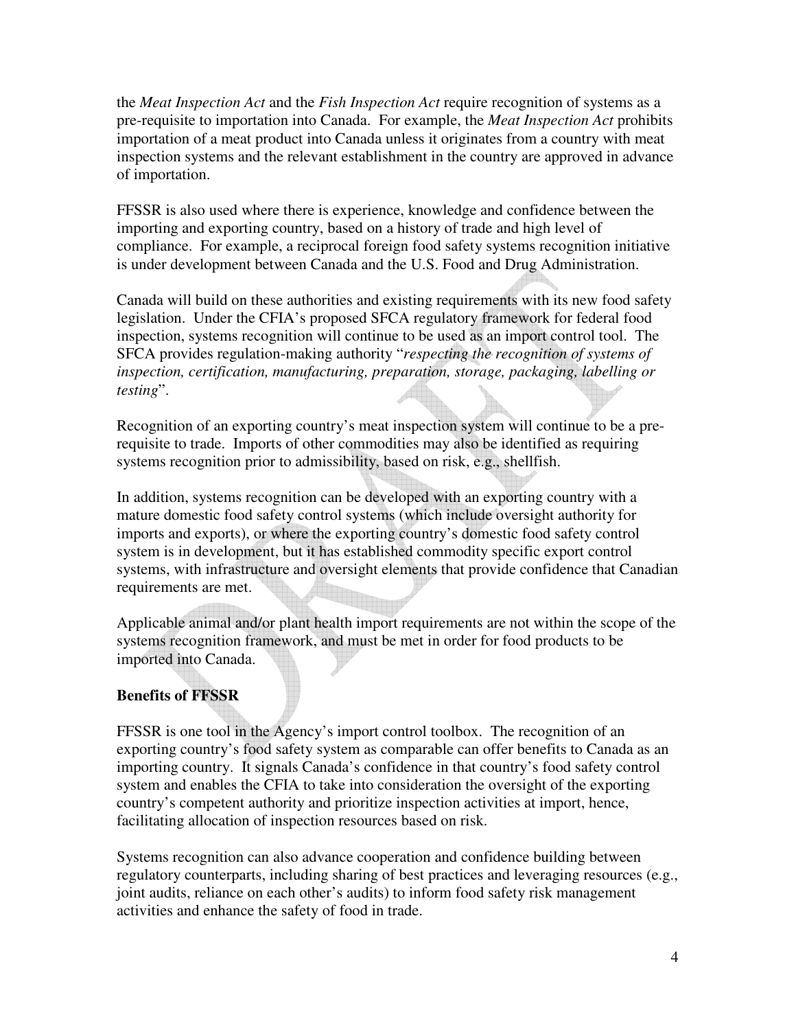the *Meat Inspection Act* and the *Fish Inspection Act* require recognition of systems as a pre-requisite to importation into Canada. For example, the *Meat Inspection Act* prohibits importation of a meat product into Canada unless it originates from a country with meat inspection systems and the relevant establishment in the country are approved in advance of importation.

FFSSR is also used where there is experience, knowledge and confidence between the importing and exporting country, based on a history of trade and high level of compliance. For example, a reciprocal foreign food safety systems recognition initiative is under development between Canada and the U.S. Food and Drug Administration.

Canada will build on these authorities and existing requirements with its new food safety legislation. Under the CFIA's proposed SFCA regulatory framework for federal food inspection, systems recognition will continue to be used as an import control tool. The SFCA provides regulation-making authority "*respecting the recognition of systems of inspection, certification, manufacturing, preparation, storage, packaging, labelling or testing*".

Recognition of an exporting country's meat inspection system will continue to be a pre-requisite to trade. Imports of other commodities may also be identified as requiring systems recognition prior to admissibility, based on risk, e.g., shellfish.

In addition, systems recognition can be developed with an exporting country with a mature domestic food safety control systems (which include oversight authority for imports and exports), or where the exporting country's domestic food safety control system is in development, but it has established commodity specific export control systems, with infrastructure and oversight elements that provide confidence that Canadian requirements are met.

Applicable animal and/or plant health import requirements are not within the scope of the systems recognition framework, and must be met in order for food products to be imported into Canada.

## Benefits of FFSSR

FFSSR is one tool in the Agency's import control toolbox. The recognition of an exporting country's food safety system as comparable can offer benefits to Canada as an importing country. It signals Canada's confidence in that country's food safety control system and enables the CFIA to take into consideration the oversight of the exporting country's competent authority and prioritize inspection activities at import, hence, facilitating allocation of inspection resources based on risk.

Systems recognition can also advance cooperation and confidence building between regulatory counterparts, including sharing of best practices and leveraging resources (e.g., joint audits, reliance on each other's audits) to inform food safety risk management activities and enhance the safety of food in trade.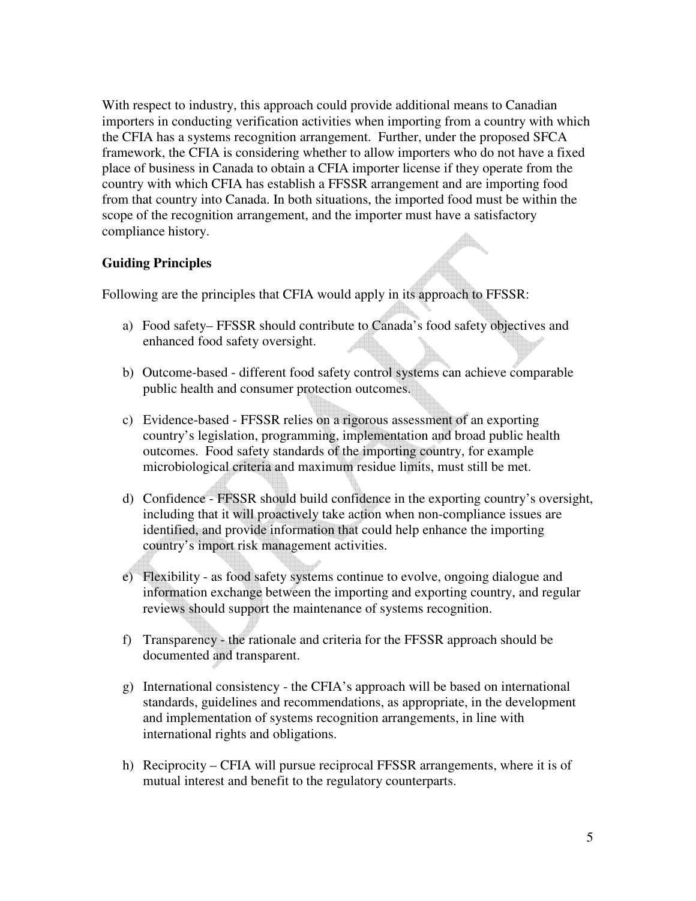With respect to industry, this approach could provide additional means to Canadian importers in conducting verification activities when importing from a country with which the CFIA has a systems recognition arrangement. Further, under the proposed SFCA framework, the CFIA is considering whether to allow importers who do not have a fixed place of business in Canada to obtain a CFIA importer license if they operate from the country with which CFIA has establish a FFSSR arrangement and are importing food from that country into Canada. In both situations, the imported food must be within the scope of the recognition arrangement, and the importer must have a satisfactory compliance history.

**Guiding Principles**

Following are the principles that CFIA would apply in its approach to FFSSR:

a) Food safety– FFSSR should contribute to Canada's food safety objectives and enhanced food safety oversight.

b) Outcome-based - different food safety control systems can achieve comparable public health and consumer protection outcomes.

c) Evidence-based - FFSSR relies on a rigorous assessment of an exporting country's legislation, programming, implementation and broad public health outcomes. Food safety standards of the importing country, for example microbiological criteria and maximum residue limits, must still be met.

d) Confidence - FFSSR should build confidence in the exporting country's oversight, including that it will proactively take action when non-compliance issues are identified, and provide information that could help enhance the importing country's import risk management activities.

e) Flexibility - as food safety systems continue to evolve, ongoing dialogue and information exchange between the importing and exporting country, and regular reviews should support the maintenance of systems recognition.

f) Transparency - the rationale and criteria for the FFSSR approach should be documented and transparent.

g) International consistency - the CFIA's approach will be based on international standards, guidelines and recommendations, as appropriate, in the development and implementation of systems recognition arrangements, in line with international rights and obligations.

h) Reciprocity – CFIA will pursue reciprocal FFSSR arrangements, where it is of mutual interest and benefit to the regulatory counterparts.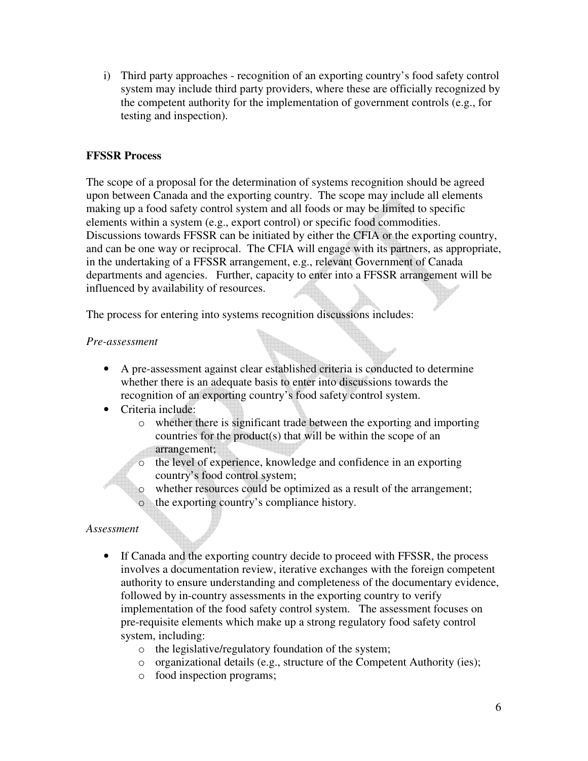i) Third party approaches - recognition of an exporting country's food safety control system may include third party providers, where these are officially recognized by the competent authority for the implementation of government controls (e.g., for testing and inspection).

**FFSSR Process**

The scope of a proposal for the determination of systems recognition should be agreed upon between Canada and the exporting country. The scope may include all elements making up a food safety control system and all foods or may be limited to specific elements within a system (e.g., export control) or specific food commodities. Discussions towards FFSSR can be initiated by either the CFIA or the exporting country, and can be one way or reciprocal. The CFIA will engage with its partners, as appropriate, in the undertaking of a FFSSR arrangement, e.g., relevant Government of Canada departments and agencies. Further, capacity to enter into a FFSSR arrangement will be influenced by availability of resources.

The process for entering into systems recognition discussions includes:

*Pre-assessment*

- A pre-assessment against clear established criteria is conducted to determine whether there is an adequate basis to enter into discussions towards the recognition of an exporting country's food safety control system.
- Criteria include:
  - whether there is significant trade between the exporting and importing countries for the product(s) that will be within the scope of an arrangement;
  - the level of experience, knowledge and confidence in an exporting country's food control system;
  - whether resources could be optimized as a result of the arrangement;
  - the exporting country's compliance history.

*Assessment*

- If Canada and the exporting country decide to proceed with FFSSR, the process involves a documentation review, iterative exchanges with the foreign competent authority to ensure understanding and completeness of the documentary evidence, followed by in-country assessments in the exporting country to verify implementation of the food safety control system. The assessment focuses on pre-requisite elements which make up a strong regulatory food safety control system, including:
  - the legislative/regulatory foundation of the system;
  - organizational details (e.g., structure of the Competent Authority (ies);
  - food inspection programs;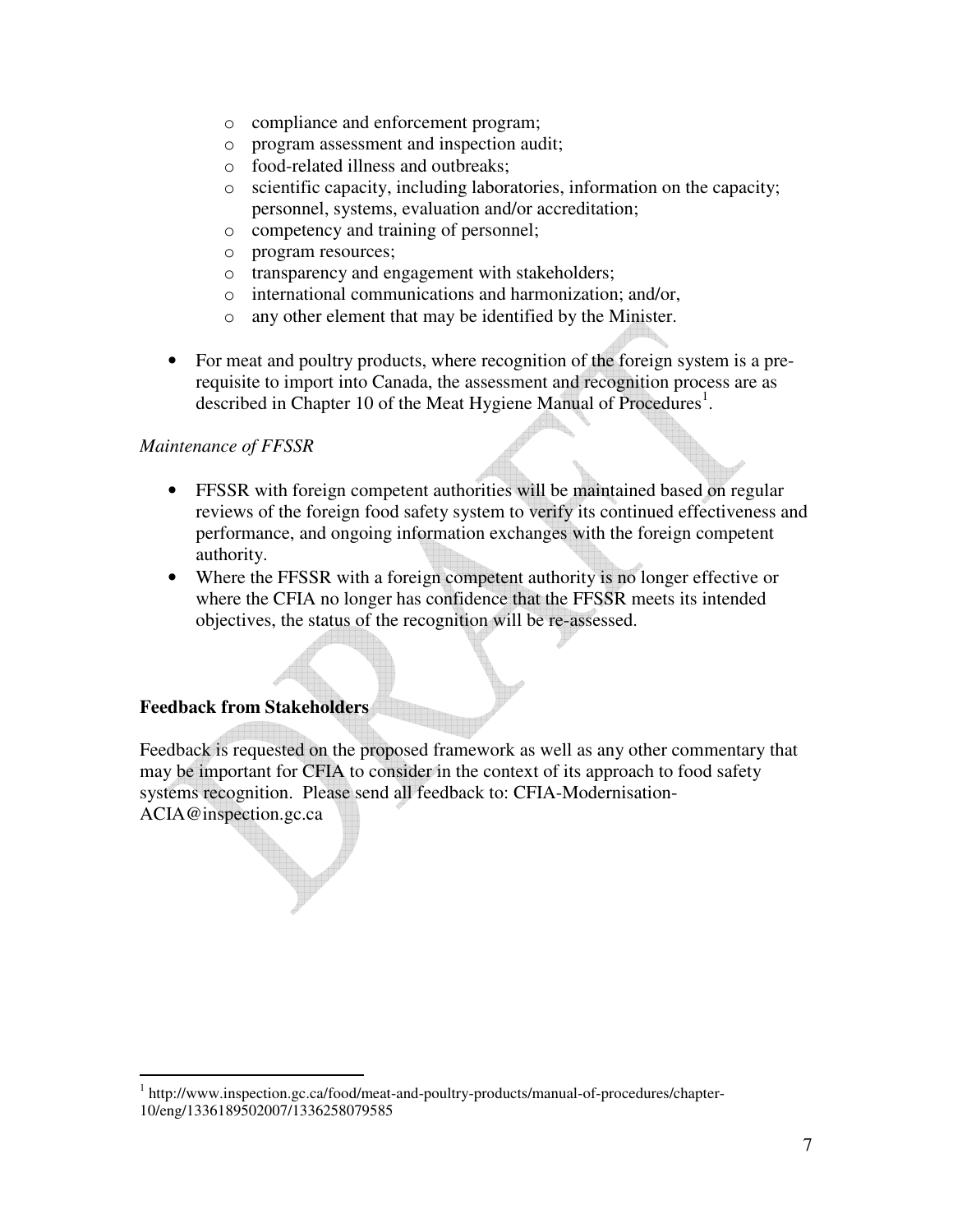- compliance and enforcement program;
    - program assessment and inspection audit;
    - food-related illness and outbreaks;
    - scientific capacity, including laboratories, information on the capacity; personnel, systems, evaluation and/or accreditation;
    - competency and training of personnel;
    - program resources;
    - transparency and engagement with stakeholders;
    - international communications and harmonization; and/or,
    - any other element that may be identified by the Minister.

- For meat and poultry products, where recognition of the foreign system is a pre-requisite to import into Canada, the assessment and recognition process are as described in Chapter 10 of the Meat Hygiene Manual of Procedures[1].

*Maintenance of FFSSR*

- FFSSR with foreign competent authorities will be maintained based on regular reviews of the foreign food safety system to verify its continued effectiveness and performance, and ongoing information exchanges with the foreign competent authority.
- Where the FFSSR with a foreign competent authority is no longer effective or where the CFIA no longer has confidence that the FFSSR meets its intended objectives, the status of the recognition will be re-assessed.

**Feedback from Stakeholders**

Feedback is requested on the proposed framework as well as any other commentary that may be important for CFIA to consider in the context of its approach to food safety systems recognition. Please send all feedback to: CFIA-Modernisation-ACIA@inspection.gc.ca

[1] http://www.inspection.gc.ca/food/meat-and-poultry-products/manual-of-procedures/chapter-10/eng/1336189502007/1336258079585